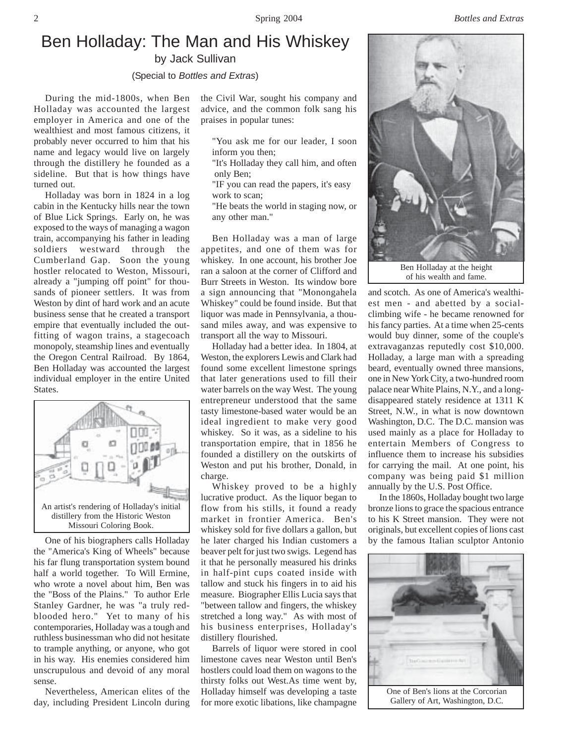# Ben Holladay: The Man and His Whiskey

by Jack Sullivan

(Special to *Bottles and Extras*)

During the mid-1800s, when Ben Holladay was accounted the largest employer in America and one of the wealthiest and most famous citizens, it probably never occurred to him that his name and legacy would live on largely through the distillery he founded as a sideline. But that is how things have turned out.

Holladay was born in 1824 in a log cabin in the Kentucky hills near the town of Blue Lick Springs. Early on, he was exposed to the ways of managing a wagon train, accompanying his father in leading soldiers westward through the Cumberland Gap. Soon the young hostler relocated to Weston, Missouri, already a "jumping off point" for thousands of pioneer settlers. It was from Weston by dint of hard work and an acute business sense that he created a transport empire that eventually included the outfitting of wagon trains, a stagecoach monopoly, steamship lines and eventually the Oregon Central Railroad. By 1864, Ben Holladay was accounted the largest individual employer in the entire United States.

An artist's rendering of Holladay's initial distillery from the Historic Weston Missouri Coloring Book.

One of his biographers calls Holladay the "America's King of Wheels" because his far flung transportation system bound half a world together. To Will Ermine, who wrote a novel about him, Ben was the "Boss of the Plains." To author Erle Stanley Gardner, he was "a truly red-blooded hero." Yet to many of his contemporaries, Holladay was a tough and ruthless businessman who did not hesitate to trample anything, or anyone, who got in his way. His enemies considered him unscrupulous and devoid of any moral sense.

Nevertheless, American elites of the day, including President Lincoln during the Civil War, sought his company and advice, and the common folk sang his praises in popular tunes:

> "You ask me for our leader, I soon inform you then;
> "It's Holladay they call him, and often only Ben;
> "IF you can read the papers, it's easy work to scan;
> "He beats the world in staging now, or any other man."

Ben Holladay was a man of large appetites, and one of them was for whiskey. In one account, his brother Joe ran a saloon at the corner of Clifford and Burr Streets in Weston. Its window bore a sign announcing that "Monongahela Whiskey" could be found inside. But that liquor was made in Pennsylvania, a thousand miles away, and was expensive to transport all the way to Missouri.

Holladay had a better idea. In 1804, at Weston, the explorers Lewis and Clark had found some excellent limestone springs that later generations used to fill their water barrels on the way West. The young entrepreneur understood that the same tasty limestone-based water would be an ideal ingredient to make very good whiskey. So it was, as a sideline to his transportation empire, that in 1856 he founded a distillery on the outskirts of Weston and put his brother, Donald, in charge.

Whiskey proved to be a highly lucrative product. As the liquor began to flow from his stills, it found a ready market in frontier America. Ben's whiskey sold for five dollars a gallon, but he later charged his Indian customers a beaver pelt for just two swigs. Legend has it that he personally measured his drinks in half-pint cups coated inside with tallow and stuck his fingers in to aid his measure. Biographer Ellis Lucia says that "between tallow and fingers, the whiskey stretched a long way." As with most of his business enterprises, Holladay's distillery flourished.

Barrels of liquor were stored in cool limestone caves near Weston until Ben's hostlers could load them on wagons to the thirsty folks out West.As time went by, Holladay himself was developing a taste for more exotic libations, like champagne and scotch. As one of America's wealthiest men - and abetted by a social-climbing wife - he became renowned for his fancy parties. At a time when 25-cents would buy dinner, some of the couple's extravaganzas reputedly cost $10,000. Holladay, a large man with a spreading beard, eventually owned three mansions, one in New York City, a two-hundred room palace near White Plains, N.Y., and a long-disappeared stately residence at 1311 K Street, N.W., in what is now downtown Washington, D.C. The D.C. mansion was used mainly as a place for Holladay to entertain Members of Congress to influence them to increase his subsidies for carrying the mail. At one point, his company was being paid $1 million annually by the U.S. Post Office.

Ben Holladay at the height of his wealth and fame.

In the 1860s, Holladay bought two large bronze lions to grace the spacious entrance to his K Street mansion. They were not originals, but excellent copies of lions cast by the famous Italian sculptor Antonio

One of Ben's lions at the Corcorian Gallery of Art, Washington, D.C.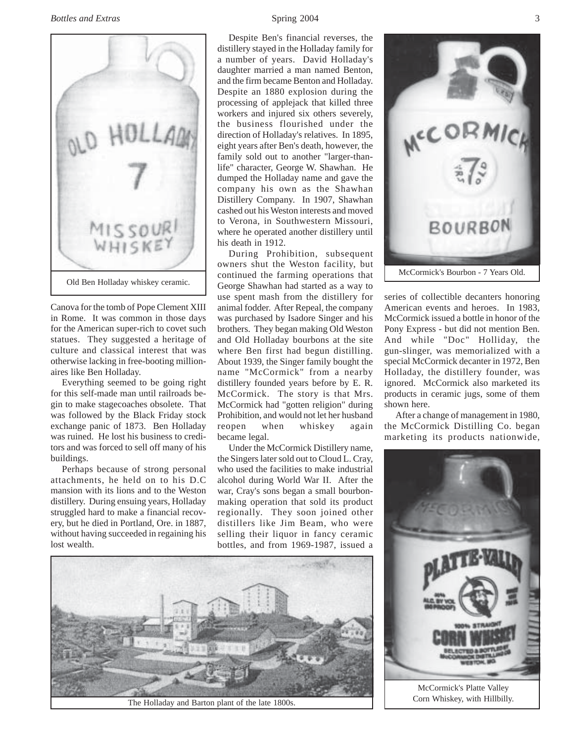Canova for the tomb of Pope Clement XIII in Rome. It was common in those days for the American super-rich to covet such statues. They suggested a heritage of culture and classical interest that was otherwise lacking in free-booting millionaires like Ben Holladay.

Everything seemed to be going right for this self-made man until railroads begin to make stagecoaches obsolete. That was followed by the Black Friday stock exchange panic of 1873. Ben Holladay was ruined. He lost his business to creditors and was forced to sell off many of his buildings.

Perhaps because of strong personal attachments, he held on to his D.C mansion with its lions and to the Weston distillery. During ensuing years, Holladay struggled hard to make a financial recovery, but he died in Portland, Ore. in 1887, without having succeeded in regaining his lost wealth.

Despite Ben's financial reverses, the distillery stayed in the Holladay family for a number of years. David Holladay's daughter married a man named Benton, and the firm became Benton and Holladay. Despite an 1880 explosion during the processing of applejack that killed three workers and injured six others severely, the business flourished under the direction of Holladay's relatives. In 1895, eight years after Ben's death, however, the family sold out to another "larger-than-life" character, George W. Shawhan. He dumped the Holladay name and gave the company his own as the Shawhan Distillery Company. In 1907, Shawhan cashed out his Weston interests and moved to Verona, in Southwestern Missouri, where he operated another distillery until his death in 1912.

During Prohibition, subsequent owners shut the Weston facility, but continued the farming operations that George Shawhan had started as a way to use spent mash from the distillery for animal fodder. After Repeal, the company was purchased by Isadore Singer and his brothers. They began making Old Weston and Old Holladay bourbons at the site where Ben first had begun distilling. About 1939, the Singer family bought the name "McCormick" from a nearby distillery founded years before by E. R. McCormick. The story is that Mrs. McCormick had "gotten religion" during Prohibition, and would not let her husband reopen when whiskey again became legal.

Under the McCormick Distillery name, the Singers later sold out to Cloud L. Cray, who used the facilities to make industrial alcohol during World War II. After the war, Cray's sons began a small bourbon-making operation that sold its product regionally. They soon joined other distillers like Jim Beam, who were selling their liquor in fancy ceramic bottles, and from 1969-1987, issued a series of collectible decanters honoring American events and heroes. In 1983, McCormick issued a bottle in honor of the Pony Express - but did not mention Ben. And while "Doc" Holliday, the gun-slinger, was memorialized with a special McCormick decanter in 1972, Ben Holladay, the distillery founder, was ignored. McCormick also marketed its products in ceramic jugs, some of them shown here.

After a change of management in 1980, the McCormick Distilling Co. began marketing its products nationwide,

Old Ben Holladay whiskey ceramic.

McCormick's Bourbon - 7 Years Old.

The Holladay and Barton plant of the late 1800s.

McCormick's Platte Valley Corn Whiskey, with Hillbilly.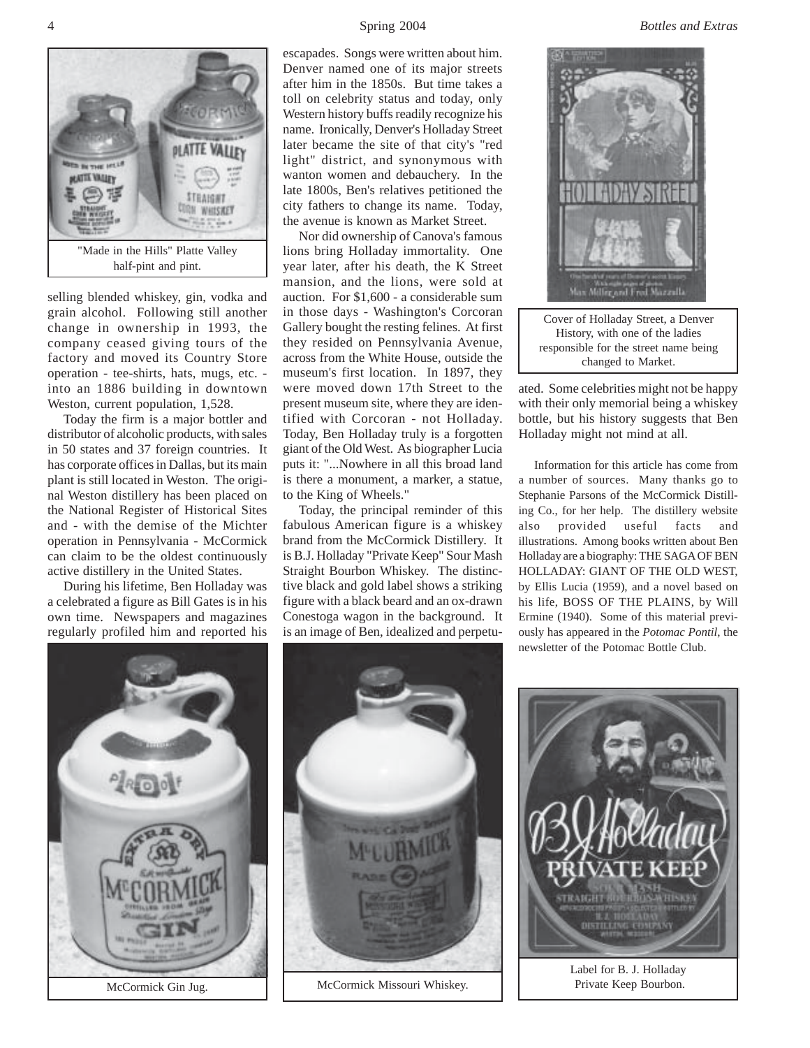"Made in the Hills" Platte Valley half-pint and pint.

selling blended whiskey, gin, vodka and grain alcohol. Following still another change in ownership in 1993, the company ceased giving tours of the factory and moved its Country Store operation - tee-shirts, hats, mugs, etc. - into an 1886 building in downtown Weston, current population, 1,528.

Today the firm is a major bottler and distributor of alcoholic products, with sales in 50 states and 37 foreign countries. It has corporate offices in Dallas, but its main plant is still located in Weston. The original Weston distillery has been placed on the National Register of Historical Sites and - with the demise of the Michter operation in Pennsylvania - McCormick can claim to be the oldest continuously active distillery in the United States.

During his lifetime, Ben Holladay was a celebrated a figure as Bill Gates is in his own time. Newspapers and magazines regularly profiled him and reported his escapades. Songs were written about him. Denver named one of its major streets after him in the 1850s. But time takes a toll on celebrity status and today, only Western history buffs readily recognize his name. Ironically, Denver's Holladay Street later became the site of that city's "red light" district, and synonymous with wanton women and debauchery. In the late 1800s, Ben's relatives petitioned the city fathers to change its name. Today, the avenue is known as Market Street.

Nor did ownership of Canova's famous lions bring Holladay immortality. One year later, after his death, the K Street mansion, and the lions, were sold at auction. For $1,600 - a considerable sum in those days - Washington's Corcoran Gallery bought the resting felines. At first they resided on Pennsylvania Avenue, across from the White House, outside the museum's first location. In 1897, they were moved down 17th Street to the present museum site, where they are identified with Corcoran - not Holladay. Today, Ben Holladay truly is a forgotten giant of the Old West. As biographer Lucia puts it: "...Nowhere in all this broad land is there a monument, a marker, a statue, to the King of Wheels."

Today, the principal reminder of this fabulous American figure is a whiskey brand from the McCormick Distillery. It is B.J. Holladay "Private Keep" Sour Mash Straight Bourbon Whiskey. The distinctive black and gold label shows a striking figure with a black beard and an ox-drawn Conestoga wagon in the background. It is an image of Ben, idealized and perpetuated. Some celebrities might not be happy with their only memorial being a whiskey bottle, but his history suggests that Ben Holladay might not mind at all.

Cover of Holladay Street, a Denver History, with one of the ladies responsible for the street name being changed to Market.

Information for this article has come from a number of sources. Many thanks go to Stephanie Parsons of the McCormick Distilling Co., for her help. The distillery website also provided useful facts and illustrations. Among books written about Ben Holladay are a biography: THE SAGA OF BEN HOLLADAY: GIANT OF THE OLD WEST, by Ellis Lucia (1959), and a novel based on his life, BOSS OF THE PLAINS, by Will Ermine (1940). Some of this material previously has appeared in the *Potomac Pontil*, the newsletter of the Potomac Bottle Club.

McCormick Gin Jug.

McCormick Missouri Whiskey.

Label for B. J. Holladay Private Keep Bourbon.